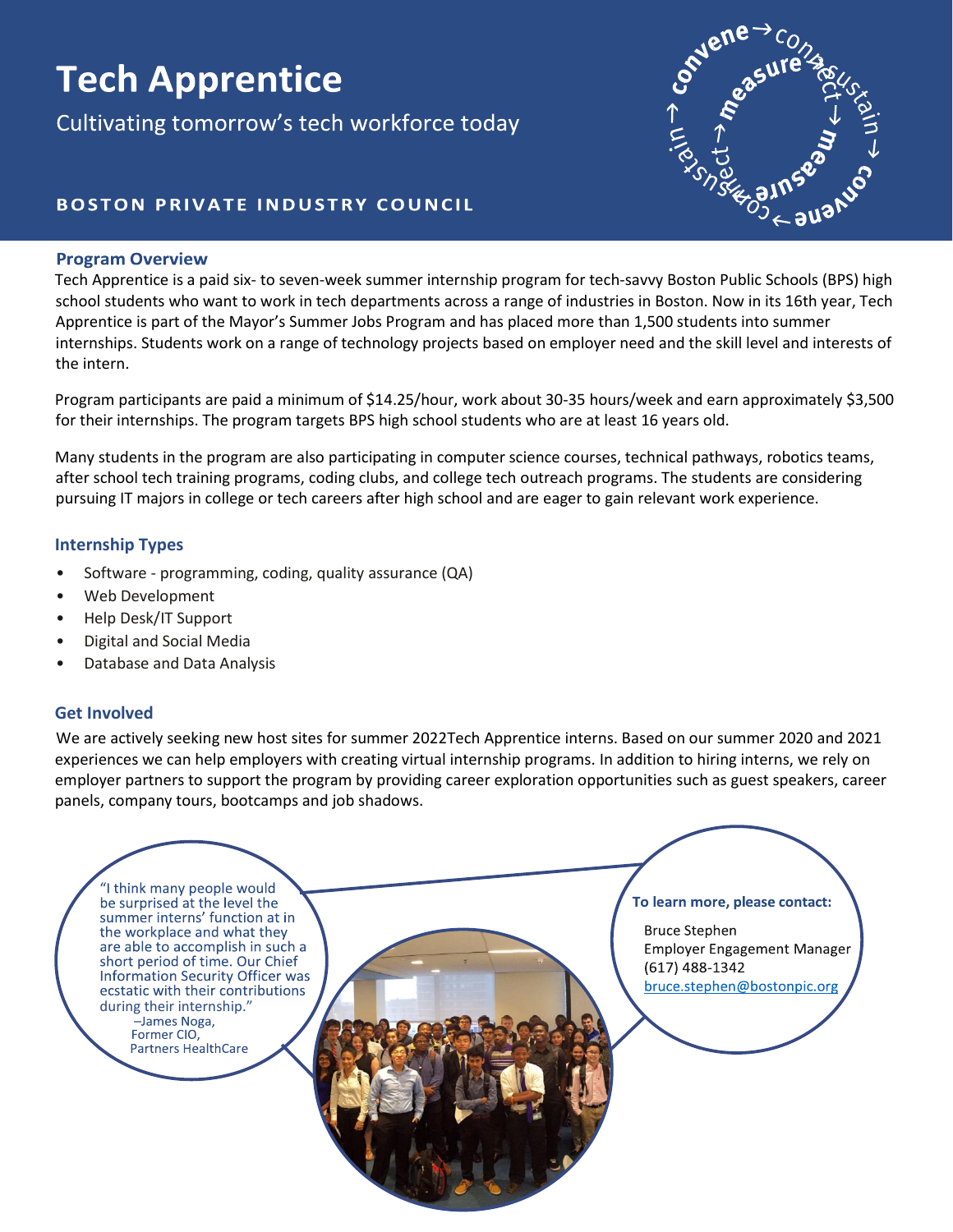# Tech Apprentice

Cultivating tomorrow's tech workforce today

**BOSTON PRIVATE INDUSTRY COUNCIL**

## Program Overview

Tech Apprentice is a paid six- to seven-week summer internship program for tech-savvy Boston Public Schools (BPS) high school students who want to work in tech departments across a range of industries in Boston. Now in its 16th year, Tech Apprentice is part of the Mayor's Summer Jobs Program and has placed more than 1,500 students into summer internships. Students work on a range of technology projects based on employer need and the skill level and interests of the intern.

Program participants are paid a minimum of $14.25/hour, work about 30-35 hours/week and earn approximately $3,500 for their internships. The program targets BPS high school students who are at least 16 years old.

Many students in the program are also participating in computer science courses, technical pathways, robotics teams, after school tech training programs, coding clubs, and college tech outreach programs. The students are considering pursuing IT majors in college or tech careers after high school and are eager to gain relevant work experience.

## Internship Types

- Software - programming, coding, quality assurance (QA)
- Web Development
- Help Desk/IT Support
- Digital and Social Media
- Database and Data Analysis

## Get Involved

We are actively seeking new host sites for summer 2022Tech Apprentice interns. Based on our summer 2020 and 2021 experiences we can help employers with creating virtual internship programs. In addition to hiring interns, we rely on employer partners to support the program by providing career exploration opportunities such as guest speakers, career panels, company tours, bootcamps and job shadows.

"I think many people would be surprised at the level the summer interns' function at in the workplace and what they are able to accomplish in such a short period of time. Our Chief Information Security Officer was ecstatic with their contributions during their internship."
–James Noga,
Former CIO,
Partners HealthCare

**To learn more, please contact:**

Bruce Stephen
Employer Engagement Manager
(617) 488-1342
bruce.stephen@bostonpic.org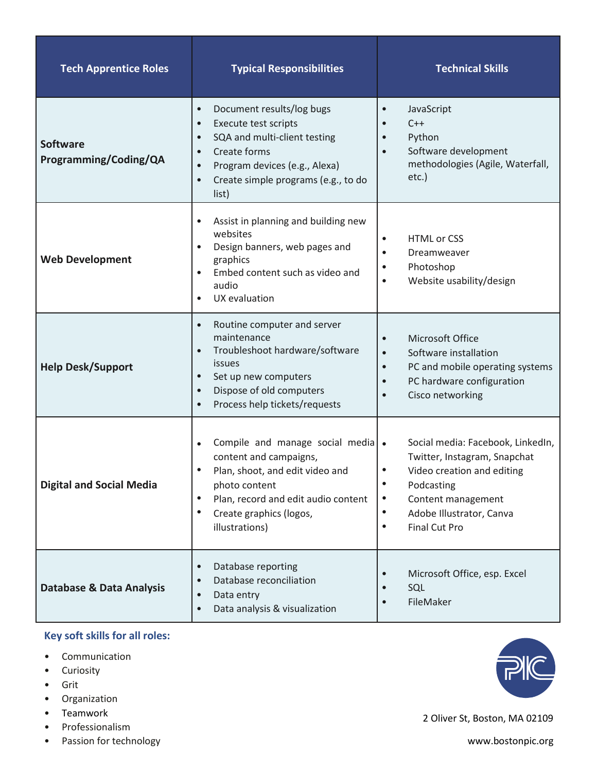| Tech Apprentice Roles | Typical Responsibilities | Technical Skills |
|---|---|---|
| **Software Programming/Coding/QA** | • Document results/log bugs<br>• Execute test scripts<br>• SQA and multi-client testing<br>• Create forms<br>• Program devices (e.g., Alexa)<br>• Create simple programs (e.g., to do list) | • JavaScript<br>• C++<br>• Python<br>• Software development methodologies (Agile, Waterfall, etc.) |
| **Web Development** | • Assist in planning and building new websites<br>• Design banners, web pages and graphics<br>• Embed content such as video and audio<br>• UX evaluation | • HTML or CSS<br>• Dreamweaver<br>• Photoshop<br>• Website usability/design |
| **Help Desk/Support** | • Routine computer and server maintenance<br>• Troubleshoot hardware/software issues<br>• Set up new computers<br>• Dispose of old computers<br>• Process help tickets/requests | • Microsoft Office<br>• Software installation<br>• PC and mobile operating systems<br>• PC hardware configuration<br>• Cisco networking |
| **Digital and Social Media** | • Compile and manage social media content and campaigns,<br>• Plan, shoot, and edit video and photo content<br>• Plan, record and edit audio content<br>• Create graphics (logos, illustrations) | • Social media: Facebook, LinkedIn, Twitter, Instagram, Snapchat<br>• Video creation and editing<br>• Podcasting<br>• Content management<br>• Adobe Illustrator, Canva<br>• Final Cut Pro |
| **Database & Data Analysis** | • Database reporting<br>• Database reconciliation<br>• Data entry<br>• Data analysis & visualization | • Microsoft Office, esp. Excel<br>• SQL<br>• FileMaker |

**Key soft skills for all roles:**

- Communication
- Curiosity
- Grit
- Organization
- Teamwork
- Professionalism
- Passion for technology

PIC

2 Oliver St, Boston, MA 02109

www.bostonpic.org